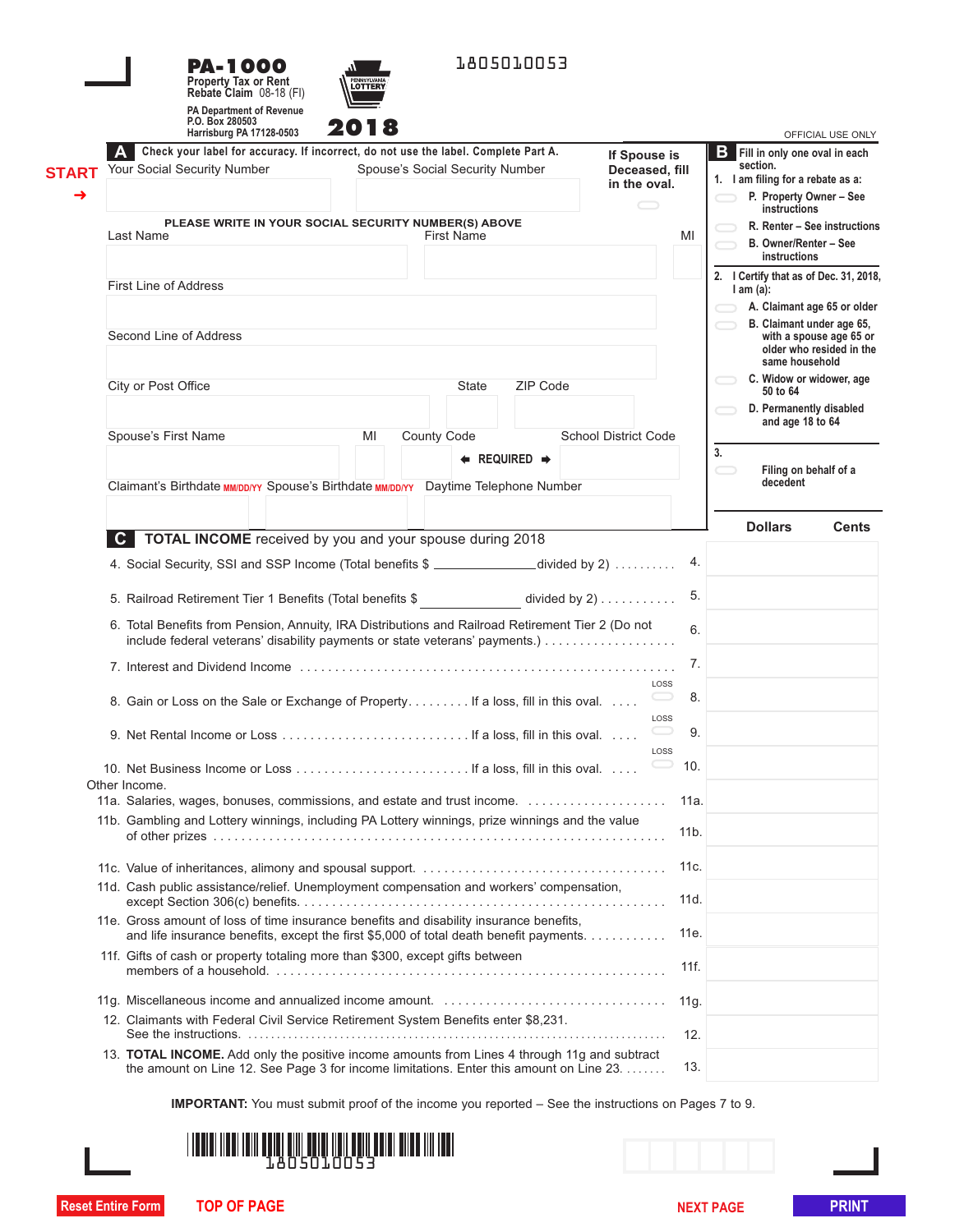# PA-1000

**Property Tax or Rent Rebate Claim** 08-18 (FI)

PA Department of Revenue
P.O. Box 280503
Harrisburg PA 17128-0503

**2018**

1805010053

OFFICIAL USE ONLY

## A Check your label for accuracy. If incorrect, do not use the label. Complete Part A.

START →

Your Social Security Number | Spouse's Social Security Number

**If Spouse is Deceased, fill in the oval.**

PLEASE WRITE IN YOUR SOCIAL SECURITY NUMBER(S) ABOVE

Last Name | First Name | MI

First Line of Address

Second Line of Address

City or Post Office | State | ZIP Code

Spouse's First Name | MI | County Code | School District Code

← REQUIRED →

Claimant's Birthdate MM/DD/YY | Spouse's Birthdate MM/DD/YY | Daytime Telephone Number

## B Fill in only one oval in each section.

1. I am filing for a rebate as a:
   - P. Property Owner – See instructions
   - R. Renter – See instructions
   - B. Owner/Renter – See instructions

2. I Certify that as of Dec. 31, 2018, I am (a):
   - A. Claimant age 65 or older
   - B. Claimant under age 65, with a spouse age 65 or older who resided in the same household
   - C. Widow or widower, age 50 to 64
   - D. Permanently disabled and age 18 to 64

3. Filing on behalf of a decedent

## C TOTAL INCOME received by you and your spouse during 2018

| Line | Description | | Dollars | Cents |
|---|---|---|---|---|
| 4. | Social Security, SSI and SSP Income (Total benefits $ ________ divided by 2) | | | |
| 5. | Railroad Retirement Tier 1 Benefits (Total benefits $ ________ divided by 2) | | | |
| 6. | Total Benefits from Pension, Annuity, IRA Distributions and Railroad Retirement Tier 2 (Do not include federal veterans' disability payments or state veterans' payments.) | | | |
| 7. | Interest and Dividend Income | | | |
| 8. | Gain or Loss on the Sale or Exchange of Property. If a loss, fill in this oval. | LOSS | | |
| 9. | Net Rental Income or Loss. If a loss, fill in this oval. | LOSS | | |
| 10. | Net Business Income or Loss. If a loss, fill in this oval. | LOSS | | |

Other Income.

| Line | Description | Dollars | Cents |
|---|---|---|---|
| 11a. | Salaries, wages, bonuses, commissions, and estate and trust income. | | |
| 11b. | Gambling and Lottery winnings, including PA Lottery winnings, prize winnings and the value of other prizes | | |
| 11c. | Value of inheritances, alimony and spousal support. | | |
| 11d. | Cash public assistance/relief. Unemployment compensation and workers' compensation, except Section 306(c) benefits. | | |
| 11e. | Gross amount of loss of time insurance benefits and disability insurance benefits, and life insurance benefits, except the first $5,000 of total death benefit payments. | | |
| 11f. | Gifts of cash or property totaling more than $300, except gifts between members of a household. | | |
| 11g. | Miscellaneous income and annualized income amount. | | |
| 12. | Claimants with Federal Civil Service Retirement System Benefits enter $8,231. See the instructions. | | |
| 13. | **TOTAL INCOME.** Add only the positive income amounts from Lines 4 through 11g and subtract the amount on Line 12. See Page 3 for income limitations. Enter this amount on Line 23. | | |

**IMPORTANT:** You must submit proof of the income you reported – See the instructions on Pages 7 to 9.

1805010053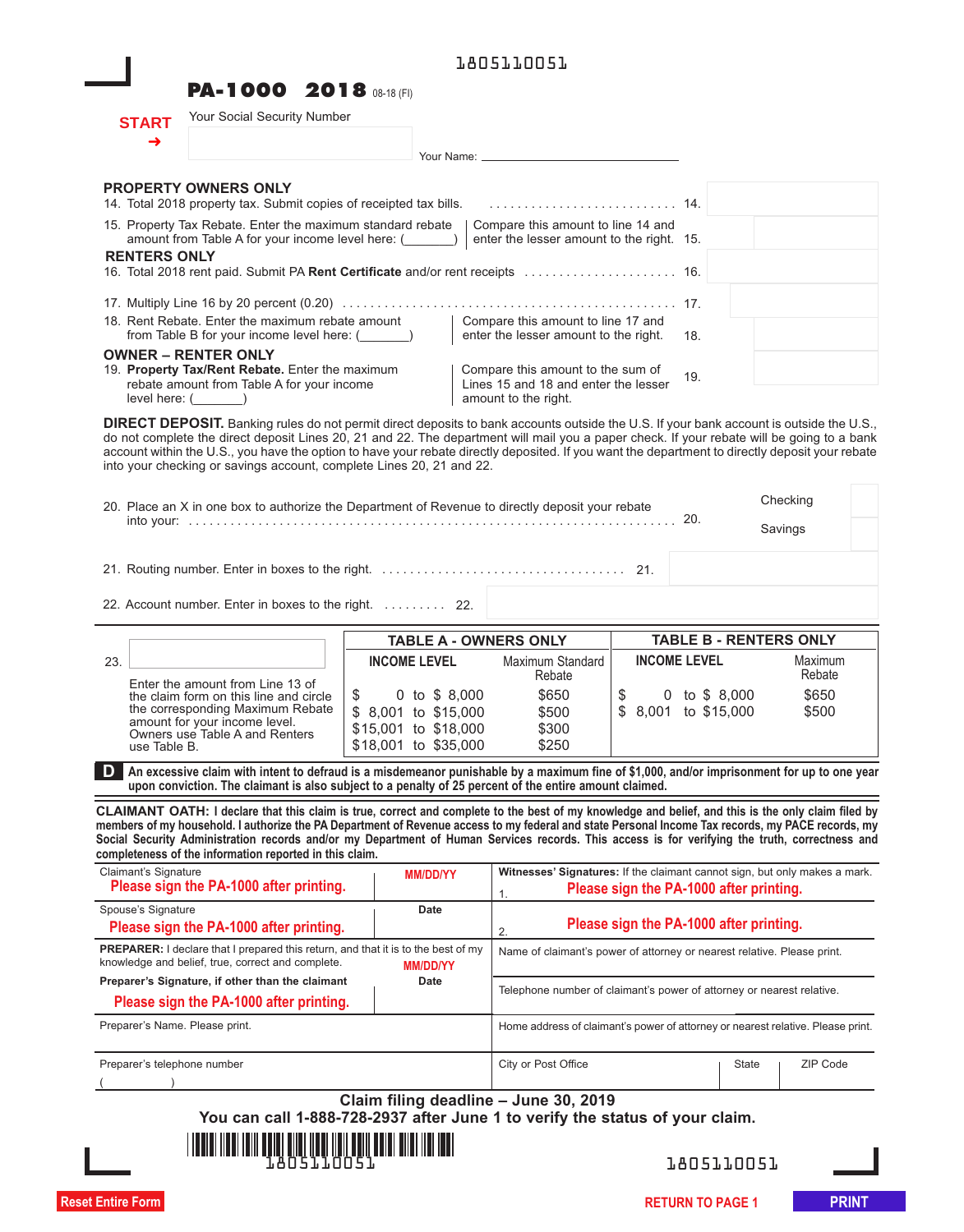1805110051

**PA-1000 2018** 08-18 (FI)

**START** ➜

Your Social Security Number

Your Name: ______________________

## PROPERTY OWNERS ONLY

14. Total 2018 property tax. Submit copies of receipted tax bills. . . . . . . . . . . . . . . . . . . . . . . . . . . . 14.

15. Property Tax Rebate. Enter the maximum standard rebate amount from Table A for your income level here: (_______) | Compare this amount to line 14 and enter the lesser amount to the right. 15.

## RENTERS ONLY

16. Total 2018 rent paid. Submit PA **Rent Certificate** and/or rent receipts . . . . . . . . . . . . . . . . . . . . . . 16.

17. Multiply Line 16 by 20 percent (0.20) . . . . . . . . . . . . . . . . . . . . . . . . . . . . . . . . . . . . . . . . . . . . . . . 17.

18. Rent Rebate. Enter the maximum rebate amount from Table B for your income level here: (_______) | Compare this amount to line 17 and enter the lesser amount to the right. 18.

## OWNER – RENTER ONLY

19. **Property Tax/Rent Rebate.** Enter the maximum rebate amount from Table A for your income level here: (_______) | Compare this amount to the sum of Lines 15 and 18 and enter the lesser amount to the right. 19.

**DIRECT DEPOSIT.** Banking rules do not permit direct deposits to bank accounts outside the U.S. If your bank account is outside the U.S., do not complete the direct deposit Lines 20, 21 and 22. The department will mail you a paper check. If your rebate will be going to a bank account within the U.S., you have the option to have your rebate directly deposited. If you want the department to directly deposit your rebate into your checking or savings account, complete Lines 20, 21 and 22.

20. Place an X in one box to authorize the Department of Revenue to directly deposit your rebate into your: . . . . . . . . . . . . . . . . . . . . . . . . . . . . . . . . . . . . . . . . . . . . . . . . . . . . . 20. Checking / Savings

21. Routing number. Enter in boxes to the right. . . . . . . . . . . . . . . . . . . . . . . . . . . . . . . . . . . . . 21.

22. Account number. Enter in boxes to the right. . . . . . . . . . 22.

23. Enter the amount from Line 13 of the claim form on this line and circle the corresponding Maximum Rebate amount for your income level. Owners use Table A and Renters use Table B.

| TABLE A - OWNERS ONLY | | TABLE B - RENTERS ONLY | |
|---|---|---|---|
| **INCOME LEVEL** | Maximum Standard Rebate | **INCOME LEVEL** | Maximum Rebate |
| $ 0 to $ 8,000 | $650 | $ 0 to $ 8,000 | $650 |
| $ 8,001 to $15,000 | $500 | $ 8,001 to $15,000 | $500 |
| $15,001 to $18,000 | $300 | | |
| $18,001 to $35,000 | $250 | | |

**D** **An excessive claim with intent to defraud is a misdemeanor punishable by a maximum fine of $1,000, and/or imprisonment for up to one year upon conviction. The claimant is also subject to a penalty of 25 percent of the entire amount claimed.**

**CLAIMANT OATH: I declare that this claim is true, correct and complete to the best of my knowledge and belief, and this is the only claim filed by members of my household. I authorize the PA Department of Revenue access to my federal and state Personal Income Tax records, my PACE records, my Social Security Administration records and/or my Department of Human Services records. This access is for verifying the truth, correctness and completeness of the information reported in this claim.**

Claimant's Signature — Please sign the PA-1000 after printing. — MM/DD/YY

Spouse's Signature — Please sign the PA-1000 after printing. — Date

**PREPARER:** I declare that I prepared this return, and that it is to the best of my knowledge and belief, true, correct and complete. — MM/DD/YY

**Preparer's Signature, if other than the claimant** — Please sign the PA-1000 after printing. — Date

Preparer's Name. Please print.

Preparer's telephone number ( )

**Witnesses' Signatures:** If the claimant cannot sign, but only makes a mark.

1. Please sign the PA-1000 after printing.

2. Please sign the PA-1000 after printing.

Name of claimant's power of attorney or nearest relative. Please print.

Telephone number of claimant's power of attorney or nearest relative.

Home address of claimant's power of attorney or nearest relative. Please print.

City or Post Office | State | ZIP Code

**Claim filing deadline – June 30, 2019**

**You can call 1-888-728-2937 after June 1 to verify the status of your claim.**

1805110051

1805110051

Reset Entire Form | RETURN TO PAGE 1 | PRINT